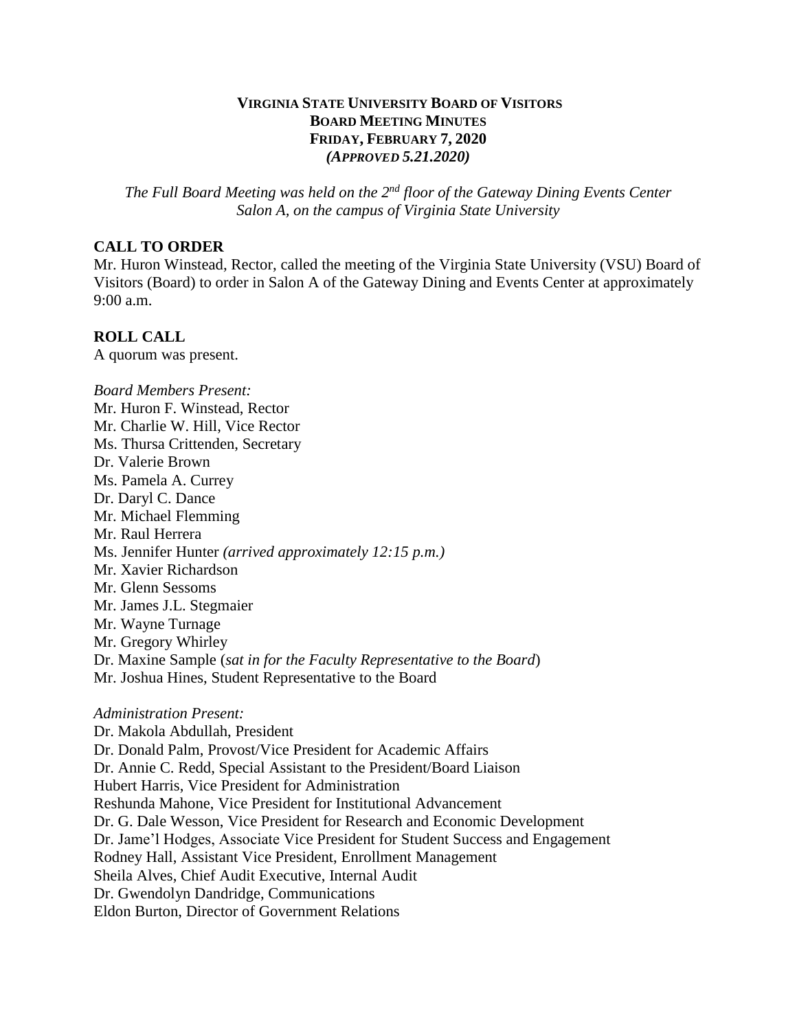# VIRGINIA STATE UNIVERSITY BOARD OF VISITORS
## BOARD MEETING MINUTES
### FRIDAY, FEBRUARY 7, 2020
### *(APPROVED 5.21.2020)*

*The Full Board Meeting was held on the 2nd floor of the Gateway Dining Events Center Salon A, on the campus of Virginia State University*

## CALL TO ORDER

Mr. Huron Winstead, Rector, called the meeting of the Virginia State University (VSU) Board of Visitors (Board) to order in Salon A of the Gateway Dining and Events Center at approximately 9:00 a.m.

## ROLL CALL

A quorum was present.

*Board Members Present:*

Mr. Huron F. Winstead, Rector
Mr. Charlie W. Hill, Vice Rector
Ms. Thursa Crittenden, Secretary
Dr. Valerie Brown
Ms. Pamela A. Currey
Dr. Daryl C. Dance
Mr. Michael Flemming
Mr. Raul Herrera
Ms. Jennifer Hunter *(arrived approximately 12:15 p.m.)*
Mr. Xavier Richardson
Mr. Glenn Sessoms
Mr. James J.L. Stegmaier
Mr. Wayne Turnage
Mr. Gregory Whirley
Dr. Maxine Sample (*sat in for the Faculty Representative to the Board*)
Mr. Joshua Hines, Student Representative to the Board

*Administration Present:*

Dr. Makola Abdullah, President
Dr. Donald Palm, Provost/Vice President for Academic Affairs
Dr. Annie C. Redd, Special Assistant to the President/Board Liaison
Hubert Harris, Vice President for Administration
Reshunda Mahone, Vice President for Institutional Advancement
Dr. G. Dale Wesson, Vice President for Research and Economic Development
Dr. Jame'l Hodges, Associate Vice President for Student Success and Engagement
Rodney Hall, Assistant Vice President, Enrollment Management
Sheila Alves, Chief Audit Executive, Internal Audit
Dr. Gwendolyn Dandridge, Communications
Eldon Burton, Director of Government Relations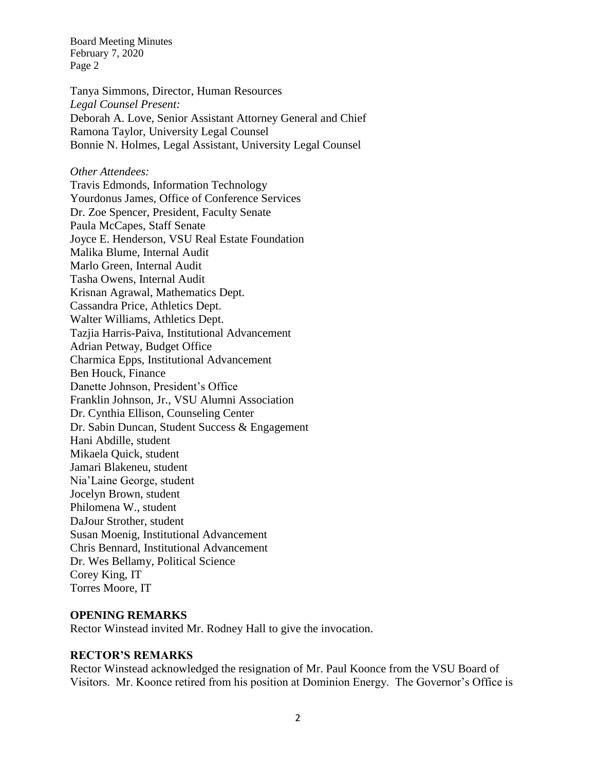Tanya Simmons, Director, Human Resources

*Legal Counsel Present:*

Deborah A. Love, Senior Assistant Attorney General and Chief
Ramona Taylor, University Legal Counsel
Bonnie N. Holmes, Legal Assistant, University Legal Counsel

*Other Attendees:*

Travis Edmonds, Information Technology
Yourdonus James, Office of Conference Services
Dr. Zoe Spencer, President, Faculty Senate
Paula McCapes, Staff Senate
Joyce E. Henderson, VSU Real Estate Foundation
Malika Blume, Internal Audit
Marlo Green, Internal Audit
Tasha Owens, Internal Audit
Krisnan Agrawal, Mathematics Dept.
Cassandra Price, Athletics Dept.
Walter Williams, Athletics Dept.
Tazjia Harris-Paiva, Institutional Advancement
Adrian Petway, Budget Office
Charmica Epps, Institutional Advancement
Ben Houck, Finance
Danette Johnson, President's Office
Franklin Johnson, Jr., VSU Alumni Association
Dr. Cynthia Ellison, Counseling Center
Dr. Sabin Duncan, Student Success & Engagement
Hani Abdille, student
Mikaela Quick, student
Jamari Blakeneu, student
Nia'Laine George, student
Jocelyn Brown, student
Philomena W., student
DaJour Strother, student
Susan Moenig, Institutional Advancement
Chris Bennard, Institutional Advancement
Dr. Wes Bellamy, Political Science
Corey King, IT
Torres Moore, IT

**OPENING REMARKS**

Rector Winstead invited Mr. Rodney Hall to give the invocation.

**RECTOR'S REMARKS**

Rector Winstead acknowledged the resignation of Mr. Paul Koonce from the VSU Board of Visitors. Mr. Koonce retired from his position at Dominion Energy. The Governor's Office is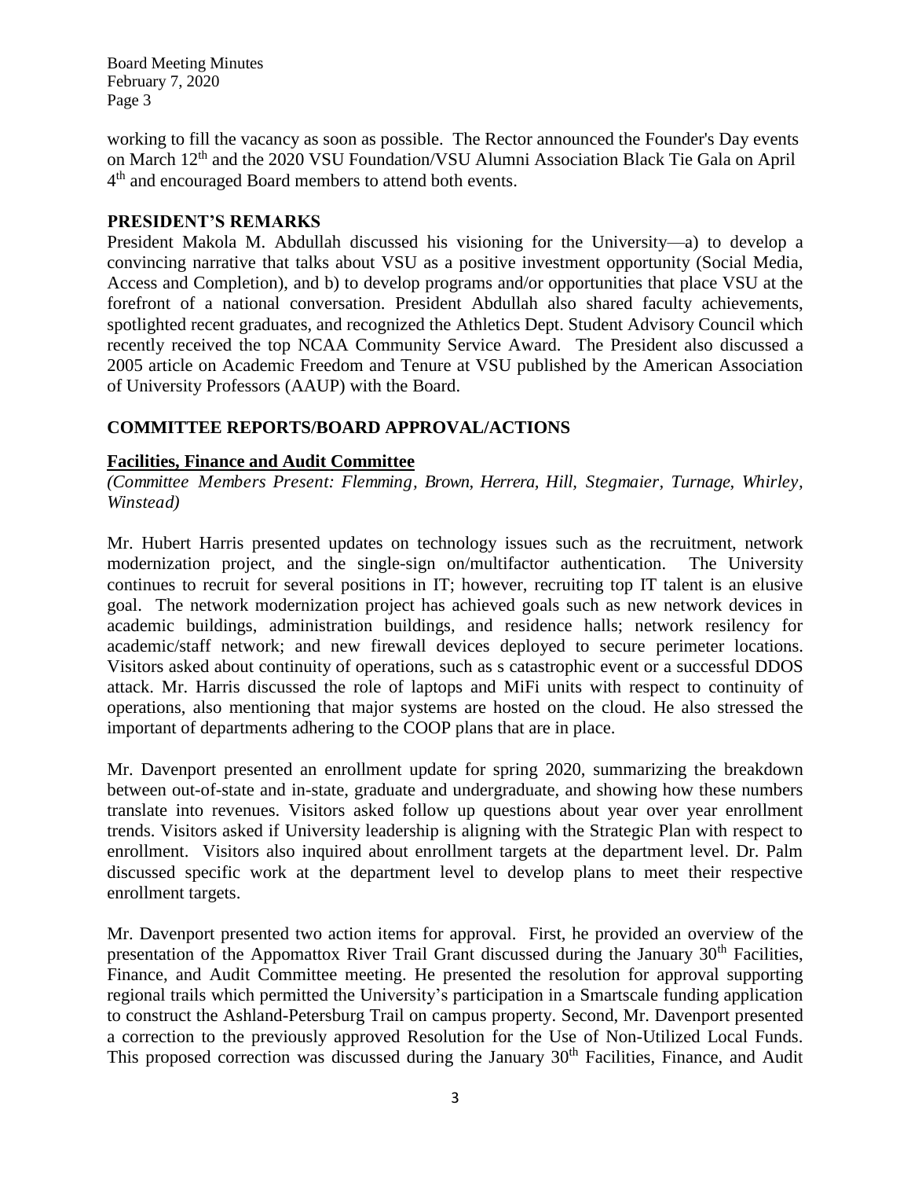working to fill the vacancy as soon as possible. The Rector announced the Founder's Day events on March 12th and the 2020 VSU Foundation/VSU Alumni Association Black Tie Gala on April 4th and encouraged Board members to attend both events.

## PRESIDENT'S REMARKS

President Makola M. Abdullah discussed his visioning for the University—a) to develop a convincing narrative that talks about VSU as a positive investment opportunity (Social Media, Access and Completion), and b) to develop programs and/or opportunities that place VSU at the forefront of a national conversation. President Abdullah also shared faculty achievements, spotlighted recent graduates, and recognized the Athletics Dept. Student Advisory Council which recently received the top NCAA Community Service Award. The President also discussed a 2005 article on Academic Freedom and Tenure at VSU published by the American Association of University Professors (AAUP) with the Board.

## COMMITTEE REPORTS/BOARD APPROVAL/ACTIONS

### Facilities, Finance and Audit Committee

*(Committee Members Present: Flemming, Brown, Herrera, Hill, Stegmaier, Turnage, Whirley, Winstead)*

Mr. Hubert Harris presented updates on technology issues such as the recruitment, network modernization project, and the single-sign on/multifactor authentication. The University continues to recruit for several positions in IT; however, recruiting top IT talent is an elusive goal. The network modernization project has achieved goals such as new network devices in academic buildings, administration buildings, and residence halls; network resiliency for academic/staff network; and new firewall devices deployed to secure perimeter locations. Visitors asked about continuity of operations, such as s catastrophic event or a successful DDOS attack. Mr. Harris discussed the role of laptops and MiFi units with respect to continuity of operations, also mentioning that major systems are hosted on the cloud. He also stressed the important of departments adhering to the COOP plans that are in place.

Mr. Davenport presented an enrollment update for spring 2020, summarizing the breakdown between out-of-state and in-state, graduate and undergraduate, and showing how these numbers translate into revenues. Visitors asked follow up questions about year over year enrollment trends. Visitors asked if University leadership is aligning with the Strategic Plan with respect to enrollment. Visitors also inquired about enrollment targets at the department level. Dr. Palm discussed specific work at the department level to develop plans to meet their respective enrollment targets.

Mr. Davenport presented two action items for approval. First, he provided an overview of the presentation of the Appomattox River Trail Grant discussed during the January 30th Facilities, Finance, and Audit Committee meeting. He presented the resolution for approval supporting regional trails which permitted the University's participation in a Smartscale funding application to construct the Ashland-Petersburg Trail on campus property. Second, Mr. Davenport presented a correction to the previously approved Resolution for the Use of Non-Utilized Local Funds. This proposed correction was discussed during the January 30th Facilities, Finance, and Audit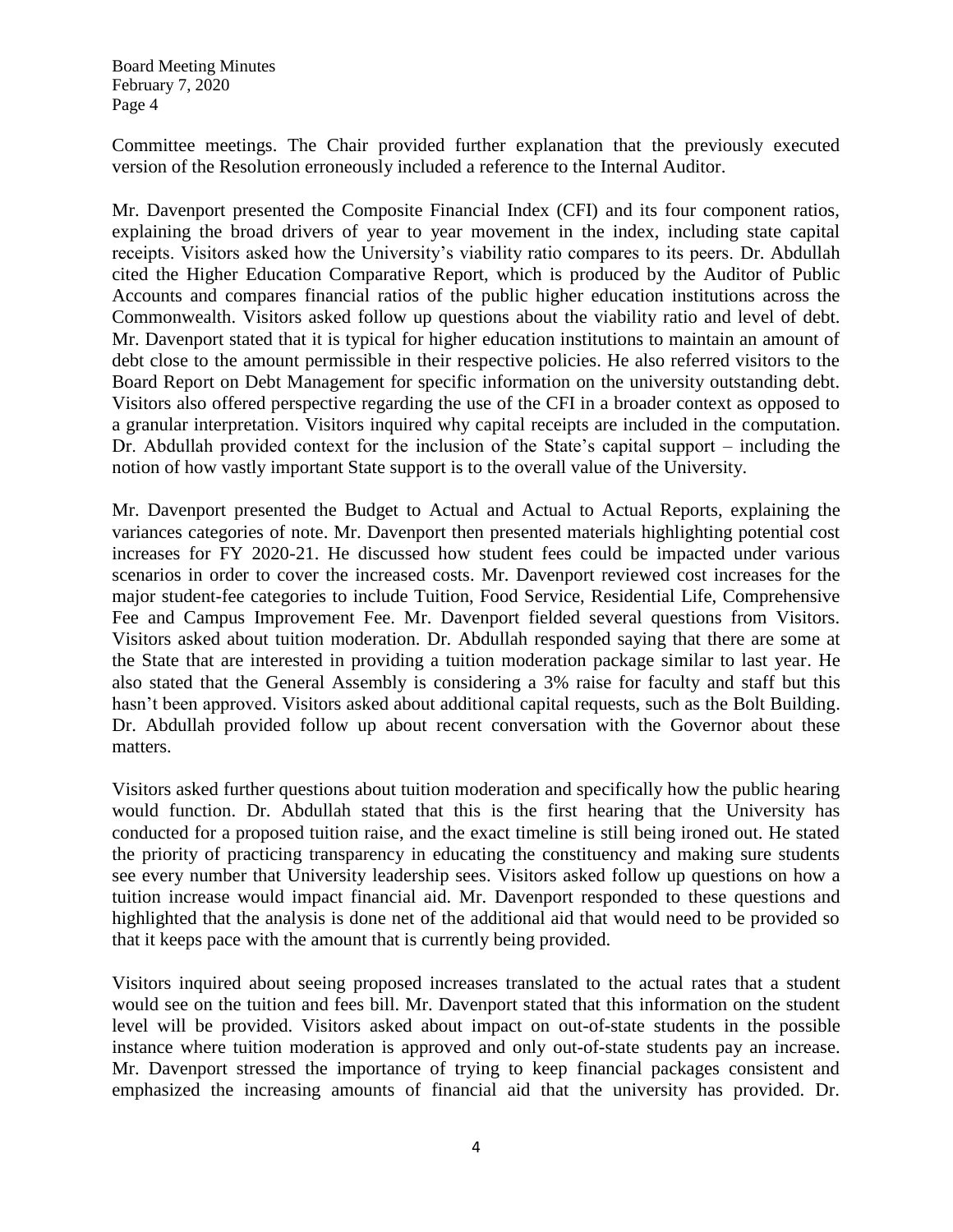Committee meetings. The Chair provided further explanation that the previously executed version of the Resolution erroneously included a reference to the Internal Auditor.

Mr. Davenport presented the Composite Financial Index (CFI) and its four component ratios, explaining the broad drivers of year to year movement in the index, including state capital receipts. Visitors asked how the University's viability ratio compares to its peers. Dr. Abdullah cited the Higher Education Comparative Report, which is produced by the Auditor of Public Accounts and compares financial ratios of the public higher education institutions across the Commonwealth. Visitors asked follow up questions about the viability ratio and level of debt. Mr. Davenport stated that it is typical for higher education institutions to maintain an amount of debt close to the amount permissible in their respective policies. He also referred visitors to the Board Report on Debt Management for specific information on the university outstanding debt. Visitors also offered perspective regarding the use of the CFI in a broader context as opposed to a granular interpretation. Visitors inquired why capital receipts are included in the computation. Dr. Abdullah provided context for the inclusion of the State's capital support – including the notion of how vastly important State support is to the overall value of the University.

Mr. Davenport presented the Budget to Actual and Actual to Actual Reports, explaining the variances categories of note. Mr. Davenport then presented materials highlighting potential cost increases for FY 2020-21. He discussed how student fees could be impacted under various scenarios in order to cover the increased costs. Mr. Davenport reviewed cost increases for the major student-fee categories to include Tuition, Food Service, Residential Life, Comprehensive Fee and Campus Improvement Fee. Mr. Davenport fielded several questions from Visitors. Visitors asked about tuition moderation. Dr. Abdullah responded saying that there are some at the State that are interested in providing a tuition moderation package similar to last year. He also stated that the General Assembly is considering a 3% raise for faculty and staff but this hasn't been approved. Visitors asked about additional capital requests, such as the Bolt Building. Dr. Abdullah provided follow up about recent conversation with the Governor about these matters.

Visitors asked further questions about tuition moderation and specifically how the public hearing would function. Dr. Abdullah stated that this is the first hearing that the University has conducted for a proposed tuition raise, and the exact timeline is still being ironed out. He stated the priority of practicing transparency in educating the constituency and making sure students see every number that University leadership sees. Visitors asked follow up questions on how a tuition increase would impact financial aid. Mr. Davenport responded to these questions and highlighted that the analysis is done net of the additional aid that would need to be provided so that it keeps pace with the amount that is currently being provided.

Visitors inquired about seeing proposed increases translated to the actual rates that a student would see on the tuition and fees bill. Mr. Davenport stated that this information on the student level will be provided. Visitors asked about impact on out-of-state students in the possible instance where tuition moderation is approved and only out-of-state students pay an increase. Mr. Davenport stressed the importance of trying to keep financial packages consistent and emphasized the increasing amounts of financial aid that the university has provided. Dr.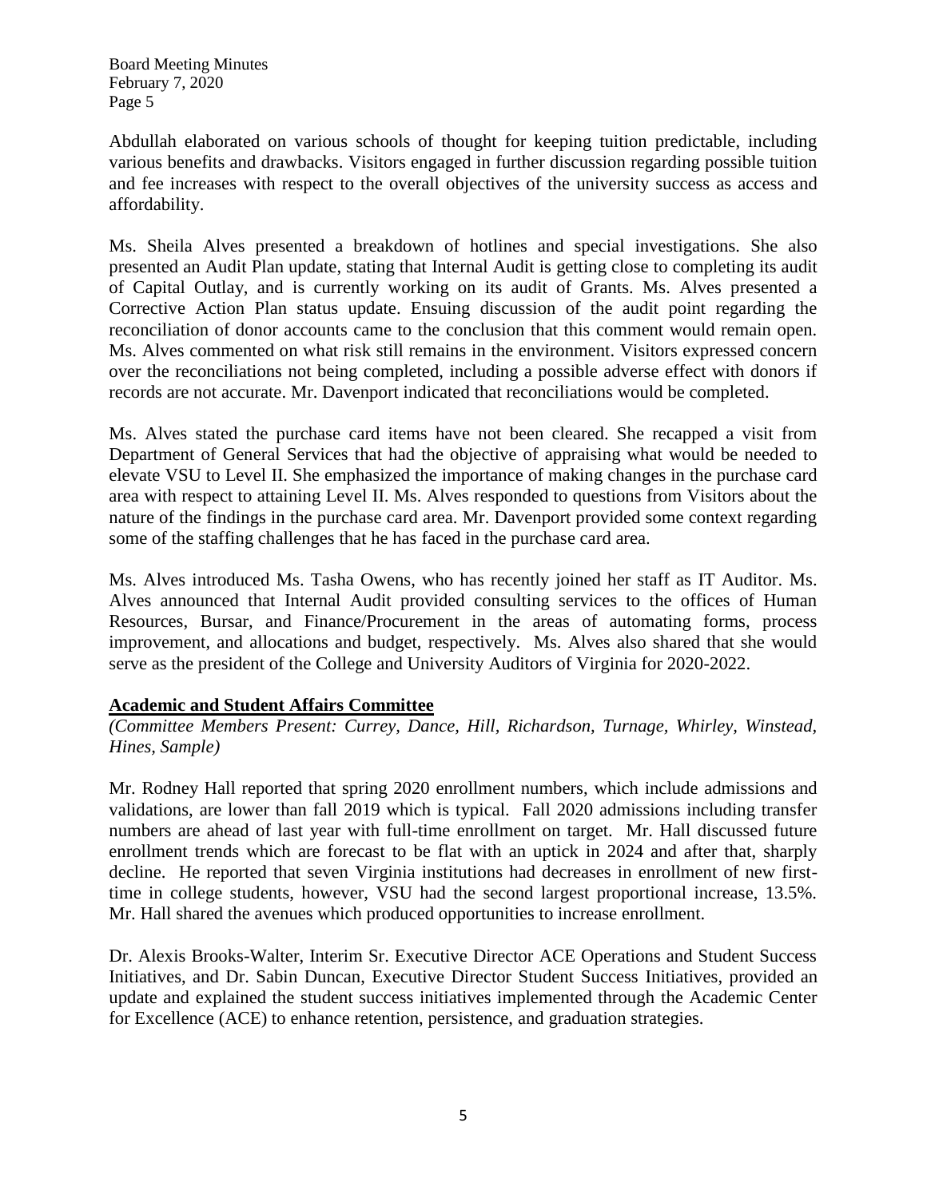Abdullah elaborated on various schools of thought for keeping tuition predictable, including various benefits and drawbacks. Visitors engaged in further discussion regarding possible tuition and fee increases with respect to the overall objectives of the university success as access and affordability.

Ms. Sheila Alves presented a breakdown of hotlines and special investigations. She also presented an Audit Plan update, stating that Internal Audit is getting close to completing its audit of Capital Outlay, and is currently working on its audit of Grants. Ms. Alves presented a Corrective Action Plan status update. Ensuing discussion of the audit point regarding the reconciliation of donor accounts came to the conclusion that this comment would remain open. Ms. Alves commented on what risk still remains in the environment. Visitors expressed concern over the reconciliations not being completed, including a possible adverse effect with donors if records are not accurate. Mr. Davenport indicated that reconciliations would be completed.

Ms. Alves stated the purchase card items have not been cleared. She recapped a visit from Department of General Services that had the objective of appraising what would be needed to elevate VSU to Level II. She emphasized the importance of making changes in the purchase card area with respect to attaining Level II. Ms. Alves responded to questions from Visitors about the nature of the findings in the purchase card area. Mr. Davenport provided some context regarding some of the staffing challenges that he has faced in the purchase card area.

Ms. Alves introduced Ms. Tasha Owens, who has recently joined her staff as IT Auditor. Ms. Alves announced that Internal Audit provided consulting services to the offices of Human Resources, Bursar, and Finance/Procurement in the areas of automating forms, process improvement, and allocations and budget, respectively. Ms. Alves also shared that she would serve as the president of the College and University Auditors of Virginia for 2020-2022.

## Academic and Student Affairs Committee

*(Committee Members Present: Currey, Dance, Hill, Richardson, Turnage, Whirley, Winstead, Hines, Sample)*

Mr. Rodney Hall reported that spring 2020 enrollment numbers, which include admissions and validations, are lower than fall 2019 which is typical. Fall 2020 admissions including transfer numbers are ahead of last year with full-time enrollment on target. Mr. Hall discussed future enrollment trends which are forecast to be flat with an uptick in 2024 and after that, sharply decline. He reported that seven Virginia institutions had decreases in enrollment of new first-time in college students, however, VSU had the second largest proportional increase, 13.5%. Mr. Hall shared the avenues which produced opportunities to increase enrollment.

Dr. Alexis Brooks-Walter, Interim Sr. Executive Director ACE Operations and Student Success Initiatives, and Dr. Sabin Duncan, Executive Director Student Success Initiatives, provided an update and explained the student success initiatives implemented through the Academic Center for Excellence (ACE) to enhance retention, persistence, and graduation strategies.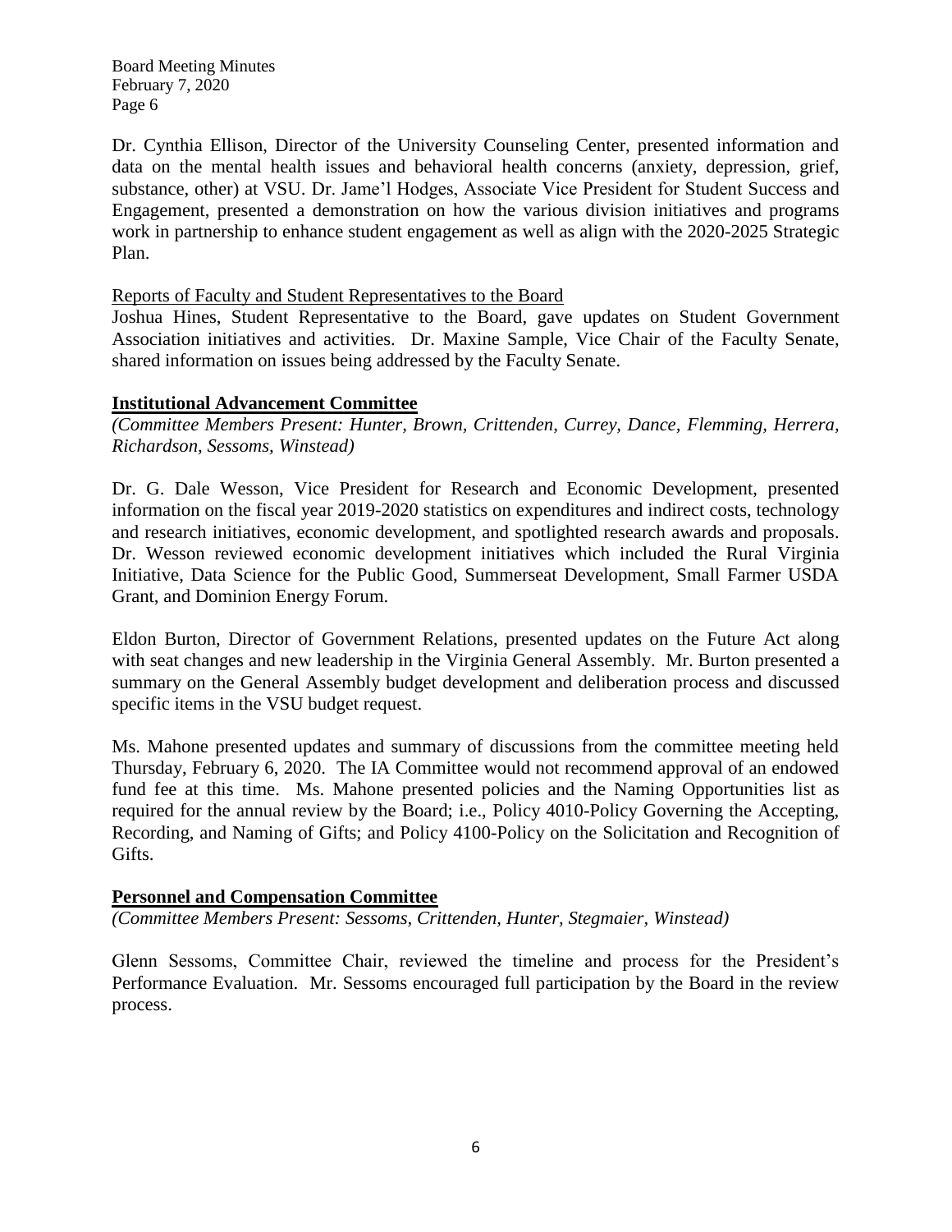Dr. Cynthia Ellison, Director of the University Counseling Center, presented information and data on the mental health issues and behavioral health concerns (anxiety, depression, grief, substance, other) at VSU. Dr. Jame'l Hodges, Associate Vice President for Student Success and Engagement, presented a demonstration on how the various division initiatives and programs work in partnership to enhance student engagement as well as align with the 2020-2025 Strategic Plan.

Reports of Faculty and Student Representatives to the Board

Joshua Hines, Student Representative to the Board, gave updates on Student Government Association initiatives and activities. Dr. Maxine Sample, Vice Chair of the Faculty Senate, shared information on issues being addressed by the Faculty Senate.

## Institutional Advancement Committee

*(Committee Members Present: Hunter, Brown, Crittenden, Currey, Dance, Flemming, Herrera, Richardson, Sessoms, Winstead)*

Dr. G. Dale Wesson, Vice President for Research and Economic Development, presented information on the fiscal year 2019-2020 statistics on expenditures and indirect costs, technology and research initiatives, economic development, and spotlighted research awards and proposals. Dr. Wesson reviewed economic development initiatives which included the Rural Virginia Initiative, Data Science for the Public Good, Summerseat Development, Small Farmer USDA Grant, and Dominion Energy Forum.

Eldon Burton, Director of Government Relations, presented updates on the Future Act along with seat changes and new leadership in the Virginia General Assembly. Mr. Burton presented a summary on the General Assembly budget development and deliberation process and discussed specific items in the VSU budget request.

Ms. Mahone presented updates and summary of discussions from the committee meeting held Thursday, February 6, 2020. The IA Committee would not recommend approval of an endowed fund fee at this time. Ms. Mahone presented policies and the Naming Opportunities list as required for the annual review by the Board; i.e., Policy 4010-Policy Governing the Accepting, Recording, and Naming of Gifts; and Policy 4100-Policy on the Solicitation and Recognition of Gifts.

## Personnel and Compensation Committee

*(Committee Members Present: Sessoms, Crittenden, Hunter, Stegmaier, Winstead)*

Glenn Sessoms, Committee Chair, reviewed the timeline and process for the President's Performance Evaluation. Mr. Sessoms encouraged full participation by the Board in the review process.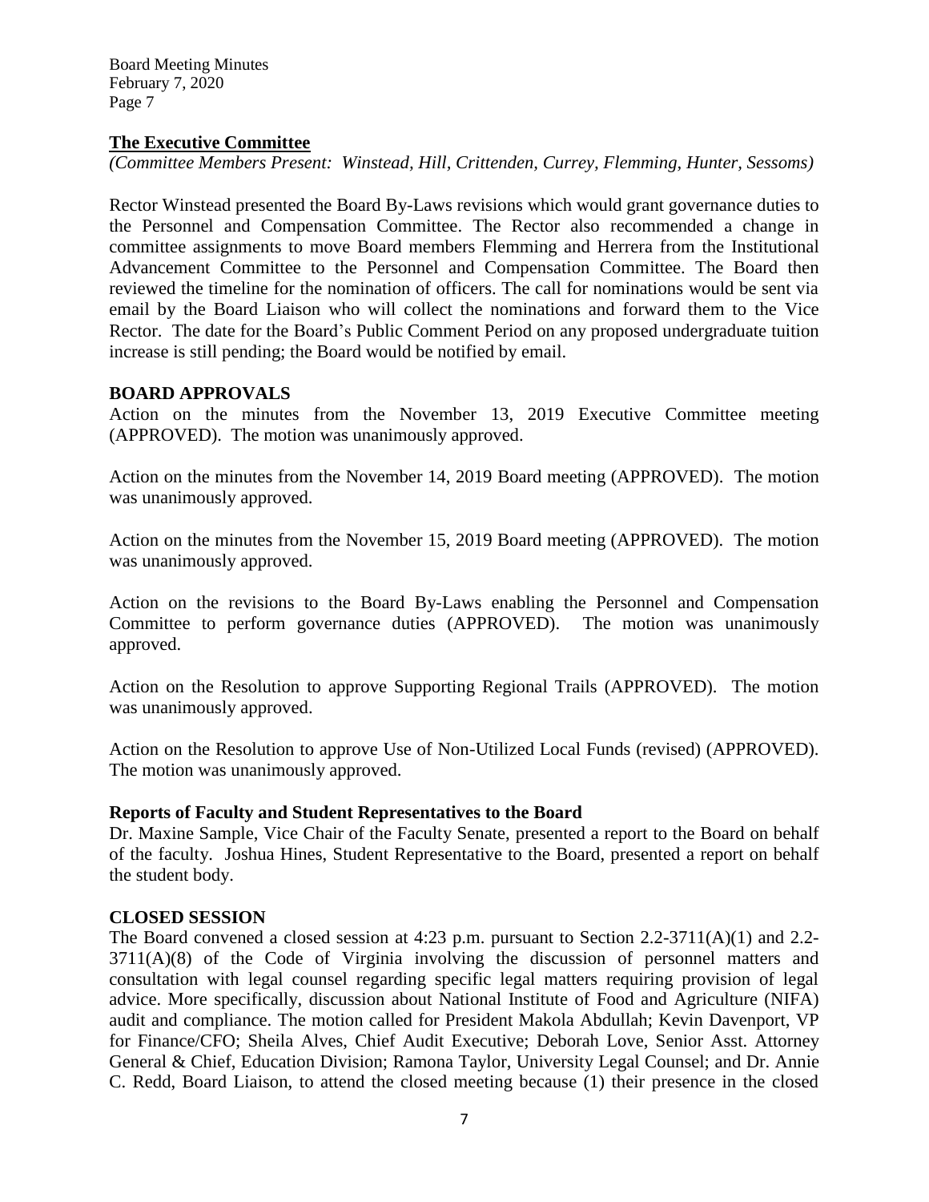## The Executive Committee

*(Committee Members Present: Winstead, Hill, Crittenden, Currey, Flemming, Hunter, Sessoms)*

Rector Winstead presented the Board By-Laws revisions which would grant governance duties to the Personnel and Compensation Committee. The Rector also recommended a change in committee assignments to move Board members Flemming and Herrera from the Institutional Advancement Committee to the Personnel and Compensation Committee. The Board then reviewed the timeline for the nomination of officers. The call for nominations would be sent via email by the Board Liaison who will collect the nominations and forward them to the Vice Rector. The date for the Board's Public Comment Period on any proposed undergraduate tuition increase is still pending; the Board would be notified by email.

## BOARD APPROVALS

Action on the minutes from the November 13, 2019 Executive Committee meeting (APPROVED). The motion was unanimously approved.

Action on the minutes from the November 14, 2019 Board meeting (APPROVED). The motion was unanimously approved.

Action on the minutes from the November 15, 2019 Board meeting (APPROVED). The motion was unanimously approved.

Action on the revisions to the Board By-Laws enabling the Personnel and Compensation Committee to perform governance duties (APPROVED). The motion was unanimously approved.

Action on the Resolution to approve Supporting Regional Trails (APPROVED). The motion was unanimously approved.

Action on the Resolution to approve Use of Non-Utilized Local Funds (revised) (APPROVED). The motion was unanimously approved.

### Reports of Faculty and Student Representatives to the Board

Dr. Maxine Sample, Vice Chair of the Faculty Senate, presented a report to the Board on behalf of the faculty. Joshua Hines, Student Representative to the Board, presented a report on behalf the student body.

## CLOSED SESSION

The Board convened a closed session at 4:23 p.m. pursuant to Section 2.2-3711(A)(1) and 2.2-3711(A)(8) of the Code of Virginia involving the discussion of personnel matters and consultation with legal counsel regarding specific legal matters requiring provision of legal advice. More specifically, discussion about National Institute of Food and Agriculture (NIFA) audit and compliance. The motion called for President Makola Abdullah; Kevin Davenport, VP for Finance/CFO; Sheila Alves, Chief Audit Executive; Deborah Love, Senior Asst. Attorney General & Chief, Education Division; Ramona Taylor, University Legal Counsel; and Dr. Annie C. Redd, Board Liaison, to attend the closed meeting because (1) their presence in the closed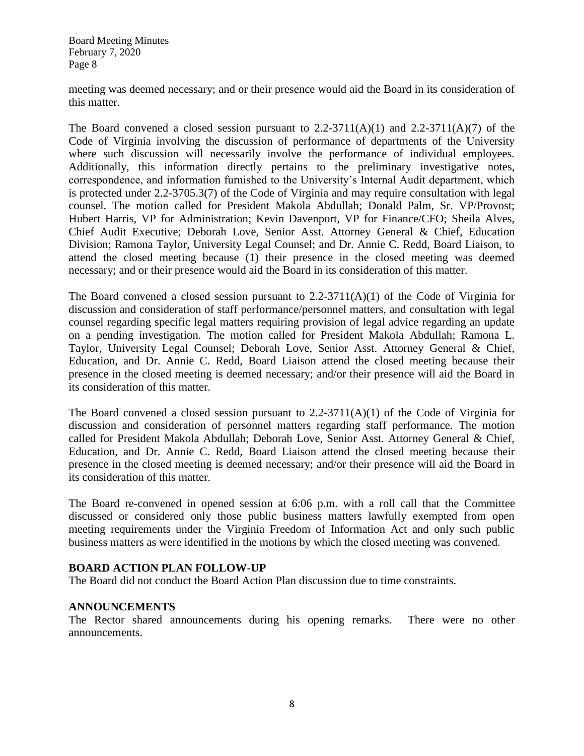meeting was deemed necessary; and or their presence would aid the Board in its consideration of this matter.

The Board convened a closed session pursuant to 2.2-3711(A)(1) and 2.2-3711(A)(7) of the Code of Virginia involving the discussion of performance of departments of the University where such discussion will necessarily involve the performance of individual employees. Additionally, this information directly pertains to the preliminary investigative notes, correspondence, and information furnished to the University's Internal Audit department, which is protected under 2.2-3705.3(7) of the Code of Virginia and may require consultation with legal counsel. The motion called for President Makola Abdullah; Donald Palm, Sr. VP/Provost; Hubert Harris, VP for Administration; Kevin Davenport, VP for Finance/CFO; Sheila Alves, Chief Audit Executive; Deborah Love, Senior Asst. Attorney General & Chief, Education Division; Ramona Taylor, University Legal Counsel; and Dr. Annie C. Redd, Board Liaison, to attend the closed meeting because (1) their presence in the closed meeting was deemed necessary; and or their presence would aid the Board in its consideration of this matter.

The Board convened a closed session pursuant to 2.2-3711(A)(1) of the Code of Virginia for discussion and consideration of staff performance/personnel matters, and consultation with legal counsel regarding specific legal matters requiring provision of legal advice regarding an update on a pending investigation. The motion called for President Makola Abdullah; Ramona L. Taylor, University Legal Counsel; Deborah Love, Senior Asst. Attorney General & Chief, Education, and Dr. Annie C. Redd, Board Liaison attend the closed meeting because their presence in the closed meeting is deemed necessary; and/or their presence will aid the Board in its consideration of this matter.

The Board convened a closed session pursuant to 2.2-3711(A)(1) of the Code of Virginia for discussion and consideration of personnel matters regarding staff performance. The motion called for President Makola Abdullah; Deborah Love, Senior Asst. Attorney General & Chief, Education, and Dr. Annie C. Redd, Board Liaison attend the closed meeting because their presence in the closed meeting is deemed necessary; and/or their presence will aid the Board in its consideration of this matter.

The Board re-convened in opened session at 6:06 p.m. with a roll call that the Committee discussed or considered only those public business matters lawfully exempted from open meeting requirements under the Virginia Freedom of Information Act and only such public business matters as were identified in the motions by which the closed meeting was convened.

## BOARD ACTION PLAN FOLLOW-UP

The Board did not conduct the Board Action Plan discussion due to time constraints.

## ANNOUNCEMENTS

The Rector shared announcements during his opening remarks. There were no other announcements.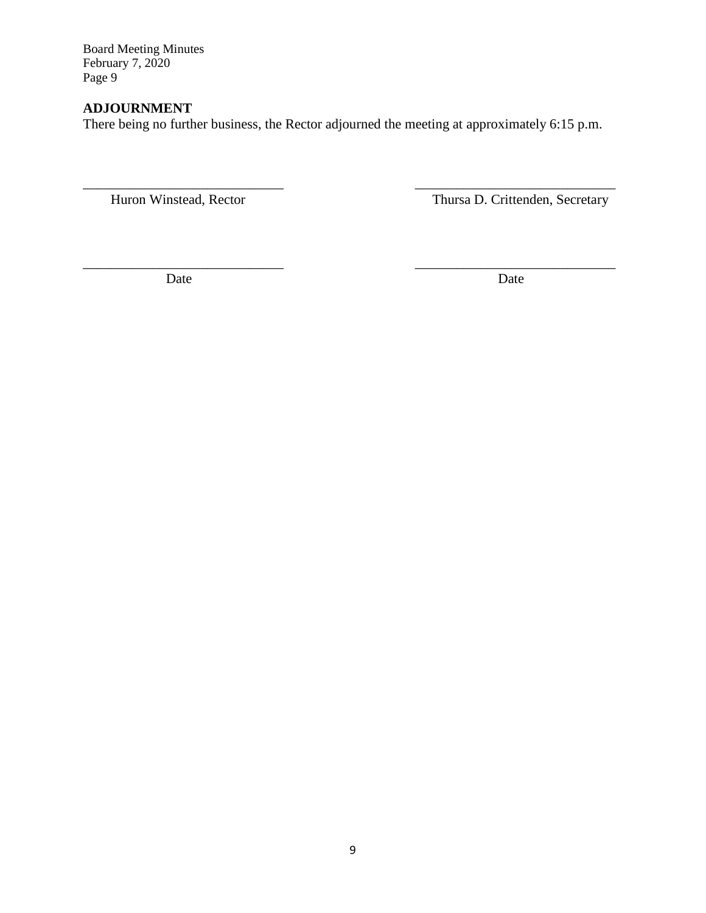**ADJOURNMENT**

There being no further business, the Rector adjourned the meeting at approximately 6:15 p.m.

| | |
|---|---|
| _____________________________ | _____________________________ |
| Huron Winstead, Rector | Thursa D. Crittenden, Secretary |
| _____________________________ | _____________________________ |
| Date | Date |